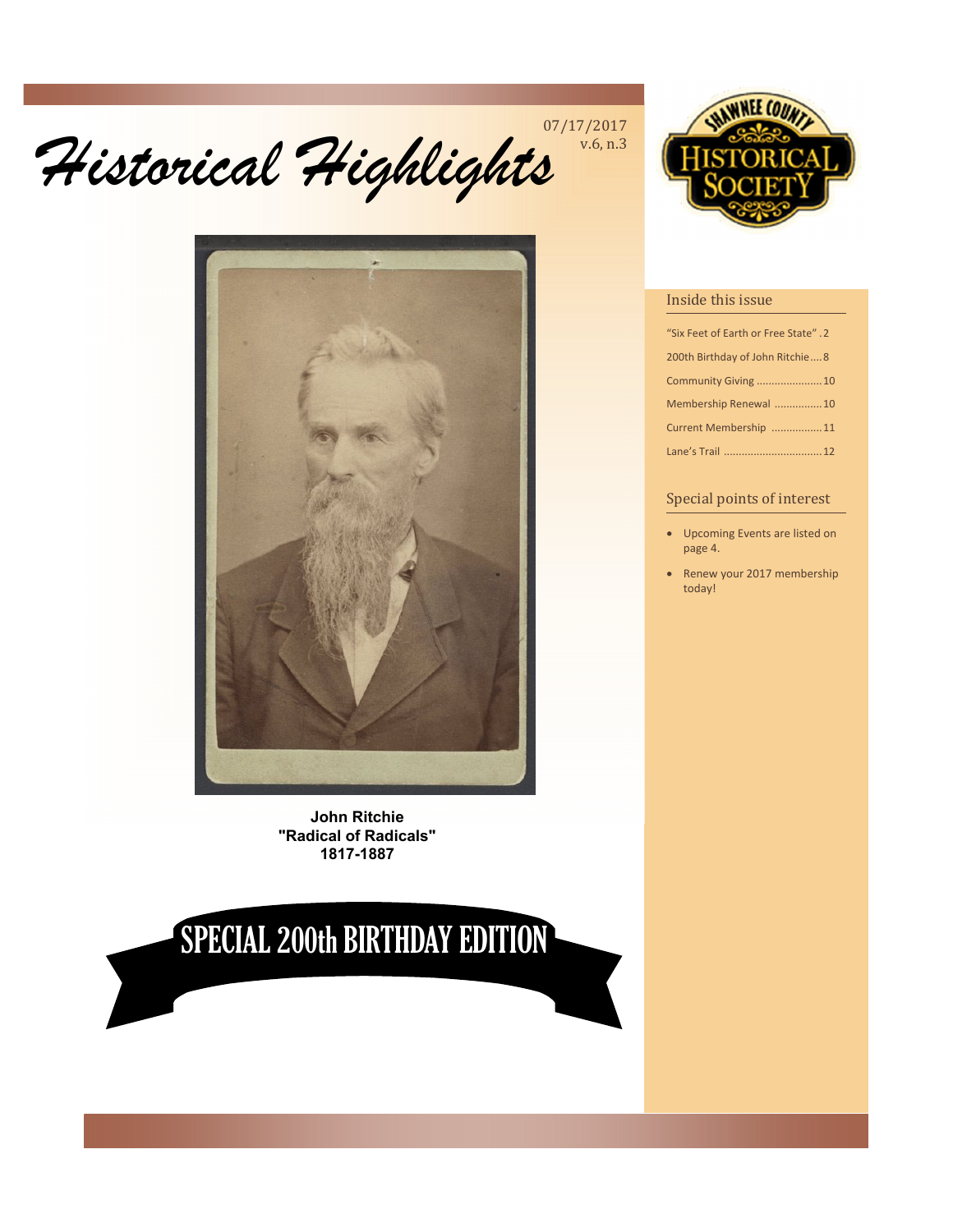# Historical Highlights

07/17/2017
v.6, n.3

SHAWNEE COUNTY HISTORICAL SOCIETY

**John Ritchie**
**"Radical of Radicals"**
**1817-1887**

## SPECIAL 200th BIRTHDAY EDITION

### Inside this issue

- "Six Feet of Earth or Free State" . 2
- 200th Birthday of John Ritchie .... 8
- Community Giving ...................... 10
- Membership Renewal ................ 10
- Current Membership ................. 11
- Lane's Trail ................................ 12

### Special points of interest

- Upcoming Events are listed on page 4.
- Renew your 2017 membership today!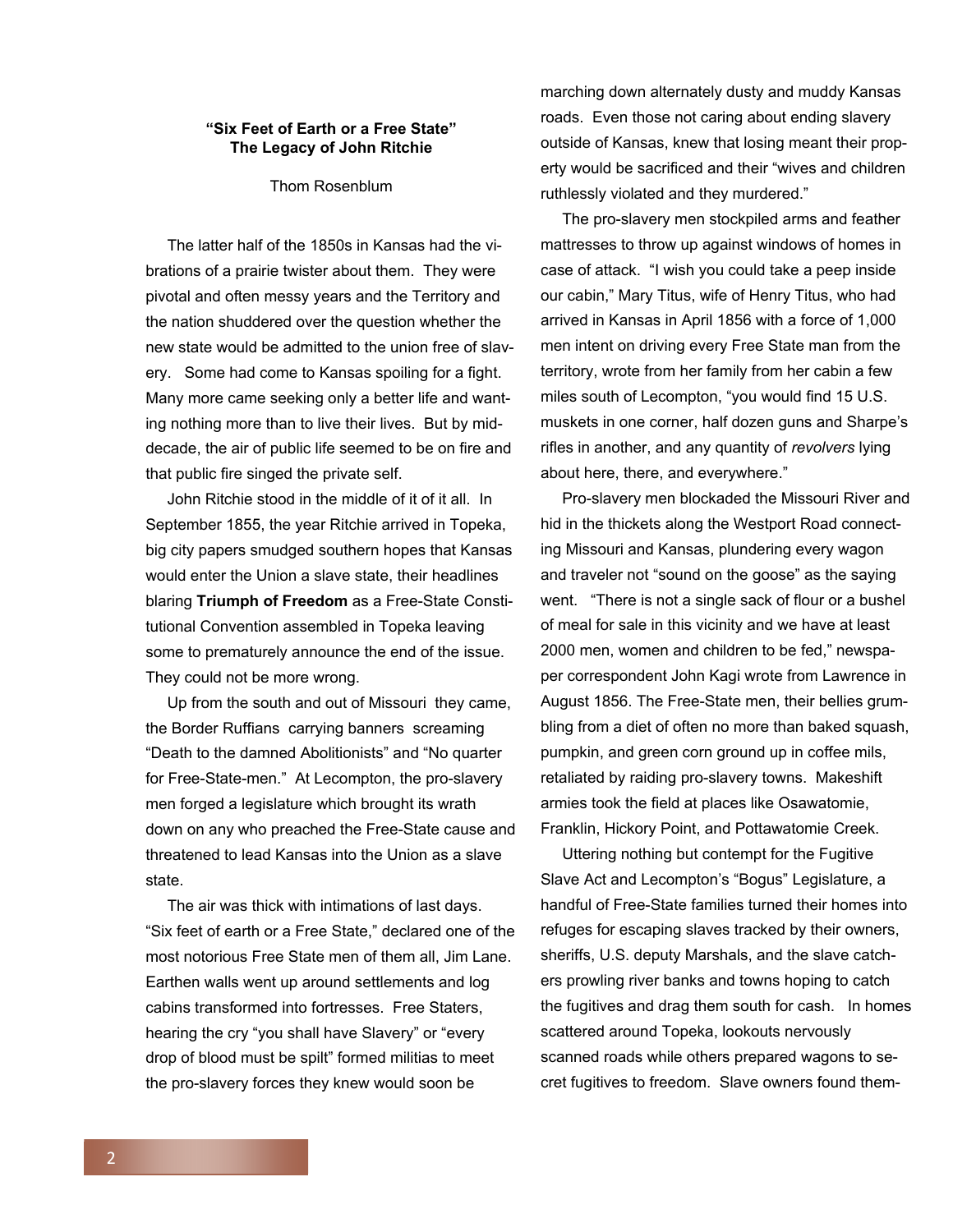**"Six Feet of Earth or a Free State"**
**The Legacy of John Ritchie**

Thom Rosenblum

The latter half of the 1850s in Kansas had the vibrations of a prairie twister about them. They were pivotal and often messy years and the Territory and the nation shuddered over the question whether the new state would be admitted to the union free of slavery. Some had come to Kansas spoiling for a fight. Many more came seeking only a better life and wanting nothing more than to live their lives. But by mid-decade, the air of public life seemed to be on fire and that public fire singed the private self.

John Ritchie stood in the middle of it of it all. In September 1855, the year Ritchie arrived in Topeka, big city papers smudged southern hopes that Kansas would enter the Union a slave state, their headlines blaring **Triumph of Freedom** as a Free-State Constitutional Convention assembled in Topeka leaving some to prematurely announce the end of the issue. They could not be more wrong.

Up from the south and out of Missouri they came, the Border Ruffians carrying banners screaming "Death to the damned Abolitionists" and "No quarter for Free-State-men." At Lecompton, the pro-slavery men forged a legislature which brought its wrath down on any who preached the Free-State cause and threatened to lead Kansas into the Union as a slave state.

The air was thick with intimations of last days. "Six feet of earth or a Free State," declared one of the most notorious Free State men of them all, Jim Lane. Earthen walls went up around settlements and log cabins transformed into fortresses. Free Staters, hearing the cry "you shall have Slavery" or "every drop of blood must be spilt" formed militias to meet the pro-slavery forces they knew would soon be marching down alternately dusty and muddy Kansas roads. Even those not caring about ending slavery outside of Kansas, knew that losing meant their property would be sacrificed and their "wives and children ruthlessly violated and they murdered."

The pro-slavery men stockpiled arms and feather mattresses to throw up against windows of homes in case of attack. "I wish you could take a peep inside our cabin," Mary Titus, wife of Henry Titus, who had arrived in Kansas in April 1856 with a force of 1,000 men intent on driving every Free State man from the territory, wrote from her family from her cabin a few miles south of Lecompton, "you would find 15 U.S. muskets in one corner, half dozen guns and Sharpe's rifles in another, and any quantity of *revolvers* lying about here, there, and everywhere."

Pro-slavery men blockaded the Missouri River and hid in the thickets along the Westport Road connecting Missouri and Kansas, plundering every wagon and traveler not "sound on the goose" as the saying went. "There is not a single sack of flour or a bushel of meal for sale in this vicinity and we have at least 2000 men, women and children to be fed," newspaper correspondent John Kagi wrote from Lawrence in August 1856. The Free-State men, their bellies grumbling from a diet of often no more than baked squash, pumpkin, and green corn ground up in coffee mils, retaliated by raiding pro-slavery towns. Makeshift armies took the field at places like Osawatomie, Franklin, Hickory Point, and Pottawatomie Creek.

Uttering nothing but contempt for the Fugitive Slave Act and Lecompton's "Bogus" Legislature, a handful of Free-State families turned their homes into refuges for escaping slaves tracked by their owners, sheriffs, U.S. deputy Marshals, and the slave catchers prowling river banks and towns hoping to catch the fugitives and drag them south for cash. In homes scattered around Topeka, lookouts nervously scanned roads while others prepared wagons to secret fugitives to freedom. Slave owners found them-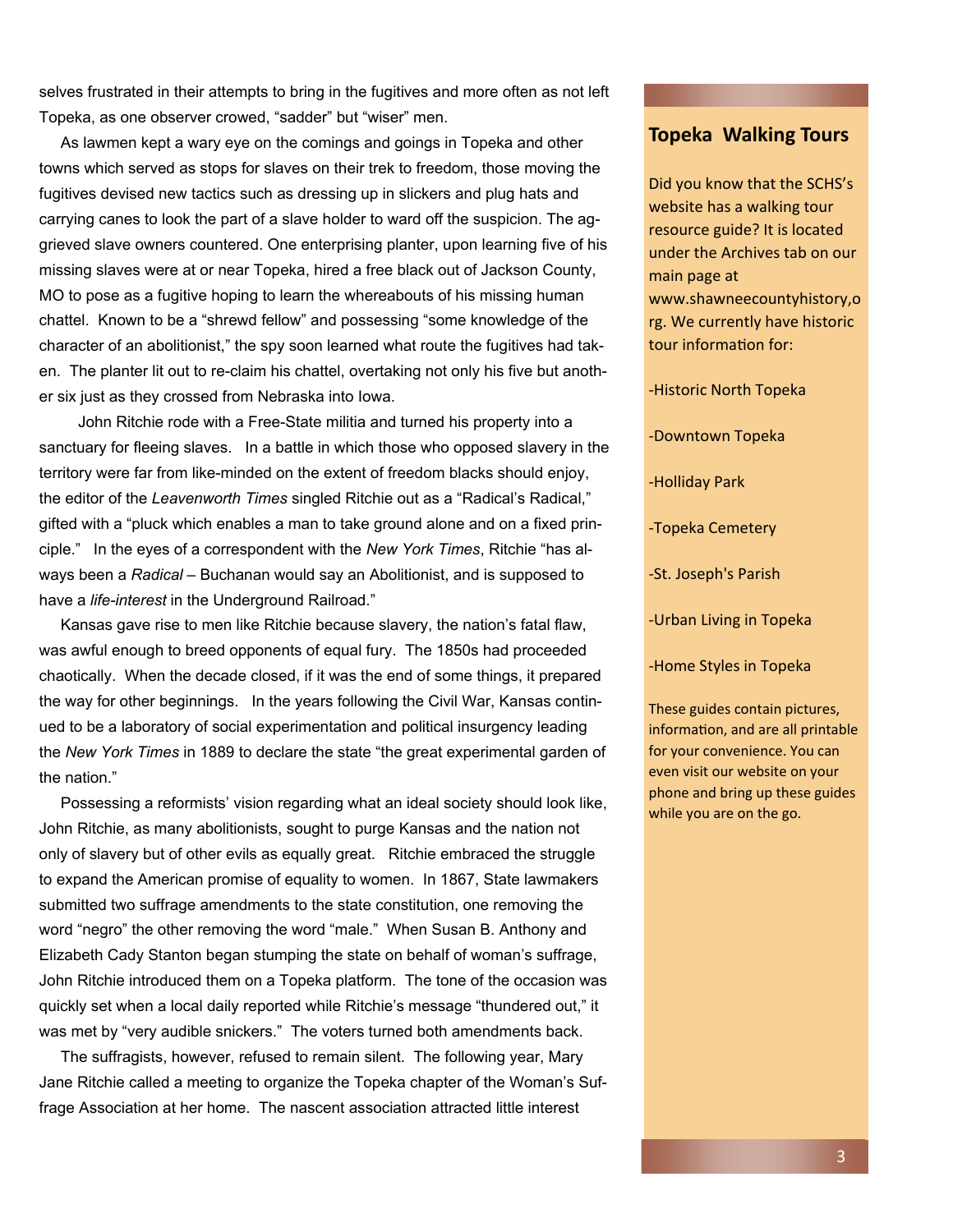selves frustrated in their attempts to bring in the fugitives and more often as not left Topeka, as one observer crowed, "sadder" but "wiser" men.

As lawmen kept a wary eye on the comings and goings in Topeka and other towns which served as stops for slaves on their trek to freedom, those moving the fugitives devised new tactics such as dressing up in slickers and plug hats and carrying canes to look the part of a slave holder to ward off the suspicion. The aggrieved slave owners countered. One enterprising planter, upon learning five of his missing slaves were at or near Topeka, hired a free black out of Jackson County, MO to pose as a fugitive hoping to learn the whereabouts of his missing human chattel. Known to be a "shrewd fellow" and possessing "some knowledge of the character of an abolitionist," the spy soon learned what route the fugitives had taken. The planter lit out to re-claim his chattel, overtaking not only his five but another six just as they crossed from Nebraska into Iowa.

John Ritchie rode with a Free-State militia and turned his property into a sanctuary for fleeing slaves. In a battle in which those who opposed slavery in the territory were far from like-minded on the extent of freedom blacks should enjoy, the editor of the *Leavenworth Times* singled Ritchie out as a "Radical's Radical," gifted with a "pluck which enables a man to take ground alone and on a fixed principle." In the eyes of a correspondent with the *New York Times*, Ritchie "has always been a *Radical* – Buchanan would say an Abolitionist, and is supposed to have a *life-interest* in the Underground Railroad."

Kansas gave rise to men like Ritchie because slavery, the nation's fatal flaw, was awful enough to breed opponents of equal fury. The 1850s had proceeded chaotically. When the decade closed, if it was the end of some things, it prepared the way for other beginnings. In the years following the Civil War, Kansas continued to be a laboratory of social experimentation and political insurgency leading the *New York Times* in 1889 to declare the state "the great experimental garden of the nation."

Possessing a reformists' vision regarding what an ideal society should look like, John Ritchie, as many abolitionists, sought to purge Kansas and the nation not only of slavery but of other evils as equally great. Ritchie embraced the struggle to expand the American promise of equality to women. In 1867, State lawmakers submitted two suffrage amendments to the state constitution, one removing the word "negro" the other removing the word "male." When Susan B. Anthony and Elizabeth Cady Stanton began stumping the state on behalf of woman's suffrage, John Ritchie introduced them on a Topeka platform. The tone of the occasion was quickly set when a local daily reported while Ritchie's message "thundered out," it was met by "very audible snickers." The voters turned both amendments back.

The suffragists, however, refused to remain silent. The following year, Mary Jane Ritchie called a meeting to organize the Topeka chapter of the Woman's Suffrage Association at her home. The nascent association attracted little interest

## Topeka Walking Tours

Did you know that the SCHS's website has a walking tour resource guide? It is located under the Archives tab on our main page at www.shawneecountyhistory,org. We currently have historic tour information for:

- Historic North Topeka
- Downtown Topeka
- Holliday Park
- Topeka Cemetery
- St. Joseph's Parish
- Urban Living in Topeka
- Home Styles in Topeka

These guides contain pictures, information, and are all printable for your convenience. You can even visit our website on your phone and bring up these guides while you are on the go.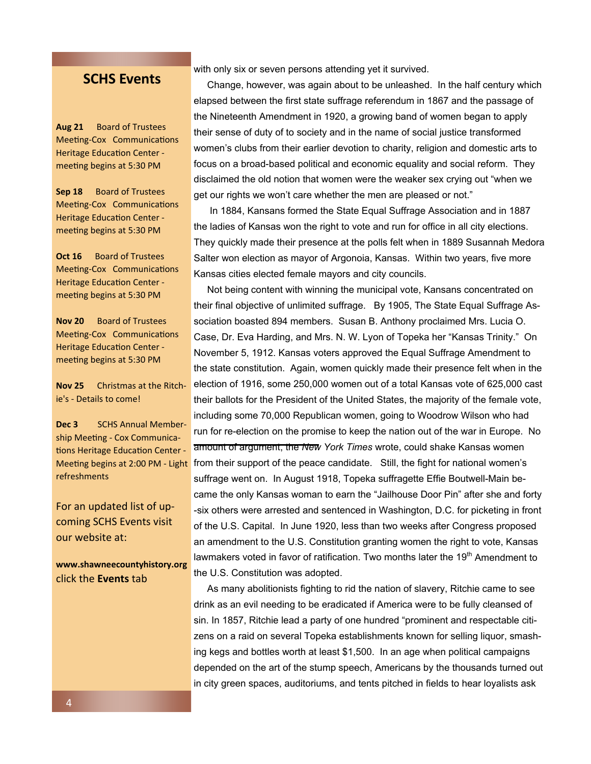## SCHS Events

**Aug 21** Board of Trustees Meeting-Cox Communications Heritage Education Center - meeting begins at 5:30 PM

**Sep 18** Board of Trustees Meeting-Cox Communications Heritage Education Center - meeting begins at 5:30 PM

**Oct 16** Board of Trustees Meeting-Cox Communications Heritage Education Center - meeting begins at 5:30 PM

**Nov 20** Board of Trustees Meeting-Cox Communications Heritage Education Center - meeting begins at 5:30 PM

**Nov 25** Christmas at the Ritchie's - Details to come!

**Dec 3** SCHS Annual Membership Meeting - Cox Communications Heritage Education Center - Meeting begins at 2:00 PM - Light refreshments

For an updated list of upcoming SCHS Events visit our website at:

**www.shawneecountyhistory.org** click the **Events** tab

---

with only six or seven persons attending yet it survived.

Change, however, was again about to be unleashed. In the half century which elapsed between the first state suffrage referendum in 1867 and the passage of the Nineteenth Amendment in 1920, a growing band of women began to apply their sense of duty of to society and in the name of social justice transformed women's clubs from their earlier devotion to charity, religion and domestic arts to focus on a broad-based political and economic equality and social reform. They disclaimed the old notion that women were the weaker sex crying out "when we get our rights we won't care whether the men are pleased or not."

In 1884, Kansans formed the State Equal Suffrage Association and in 1887 the ladies of Kansas won the right to vote and run for office in all city elections. They quickly made their presence at the polls felt when in 1889 Susannah Medora Salter won election as mayor of Argonoia, Kansas. Within two years, five more Kansas cities elected female mayors and city councils.

Not being content with winning the municipal vote, Kansans concentrated on their final objective of unlimited suffrage. By 1905, The State Equal Suffrage Association boasted 894 members. Susan B. Anthony proclaimed Mrs. Lucia O. Case, Dr. Eva Harding, and Mrs. N. W. Lyon of Topeka her "Kansas Trinity." On November 5, 1912. Kansas voters approved the Equal Suffrage Amendment to the state constitution. Again, women quickly made their presence felt when in the election of 1916, some 250,000 women out of a total Kansas vote of 625,000 cast their ballots for the President of the United States, the majority of the female vote, including some 70,000 Republican women, going to Woodrow Wilson who had run for re-election on the promise to keep the nation out of the war in Europe. No amount of argument, the *New York Times* wrote, could shake Kansas women from their support of the peace candidate. Still, the fight for national women's suffrage went on. In August 1918, Topeka suffragette Effie Boutwell-Main became the only Kansas woman to earn the "Jailhouse Door Pin" after she and forty-six others were arrested and sentenced in Washington, D.C. for picketing in front of the U.S. Capital. In June 1920, less than two weeks after Congress proposed an amendment to the U.S. Constitution granting women the right to vote, Kansas lawmakers voted in favor of ratification. Two months later the 19th Amendment to the U.S. Constitution was adopted.

As many abolitionists fighting to rid the nation of slavery, Ritchie came to see drink as an evil needing to be eradicated if America were to be fully cleansed of sin. In 1857, Ritchie lead a party of one hundred "prominent and respectable citizens on a raid on several Topeka establishments known for selling liquor, smashing kegs and bottles worth at least $1,500. In an age when political campaigns depended on the art of the stump speech, Americans by the thousands turned out in city green spaces, auditoriums, and tents pitched in fields to hear loyalists ask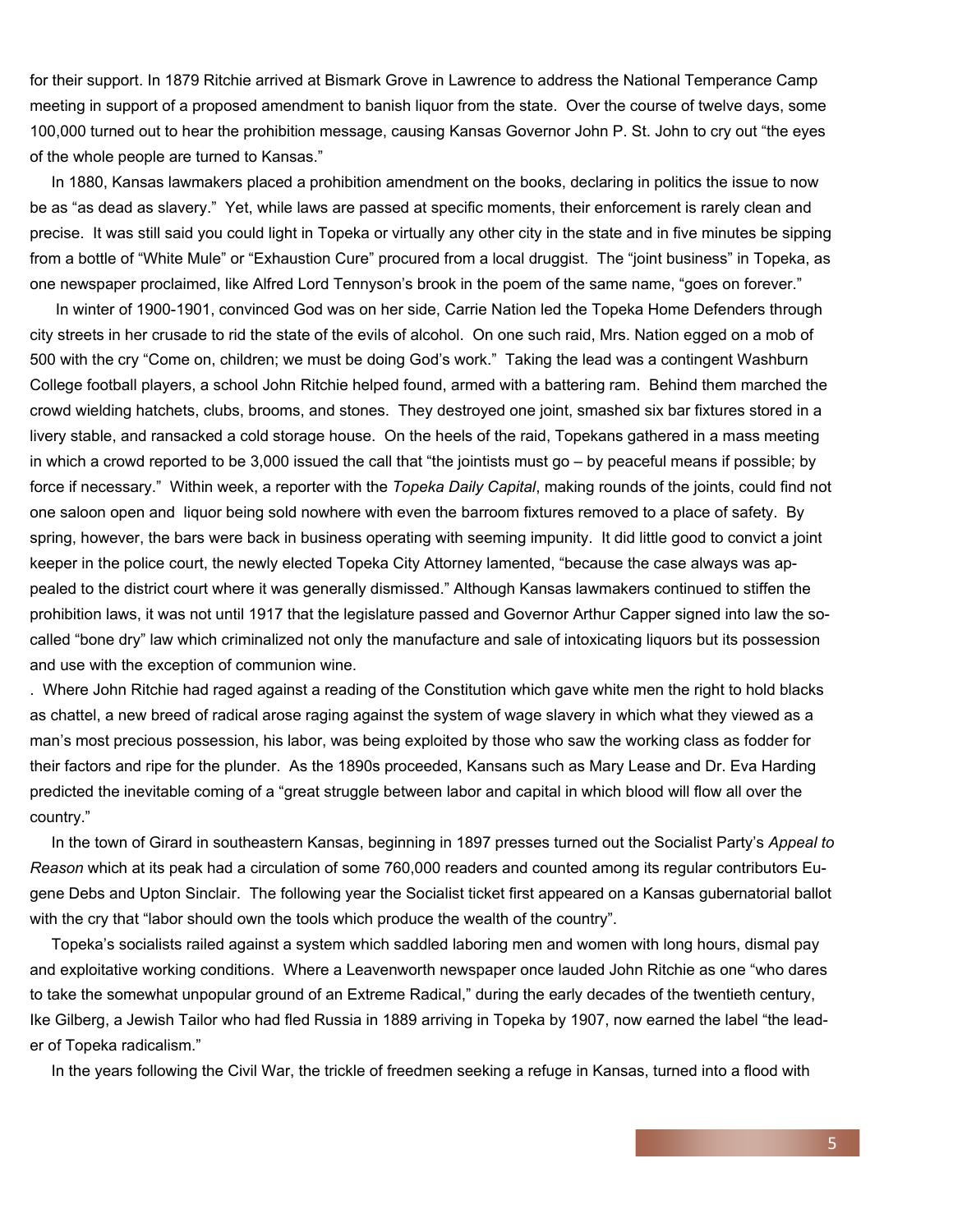for their support. In 1879 Ritchie arrived at Bismark Grove in Lawrence to address the National Temperance Camp meeting in support of a proposed amendment to banish liquor from the state. Over the course of twelve days, some 100,000 turned out to hear the prohibition message, causing Kansas Governor John P. St. John to cry out "the eyes of the whole people are turned to Kansas."

In 1880, Kansas lawmakers placed a prohibition amendment on the books, declaring in politics the issue to now be as "as dead as slavery." Yet, while laws are passed at specific moments, their enforcement is rarely clean and precise. It was still said you could light in Topeka or virtually any other city in the state and in five minutes be sipping from a bottle of "White Mule" or "Exhaustion Cure" procured from a local druggist. The "joint business" in Topeka, as one newspaper proclaimed, like Alfred Lord Tennyson's brook in the poem of the same name, "goes on forever."

In winter of 1900-1901, convinced God was on her side, Carrie Nation led the Topeka Home Defenders through city streets in her crusade to rid the state of the evils of alcohol. On one such raid, Mrs. Nation egged on a mob of 500 with the cry "Come on, children; we must be doing God's work." Taking the lead was a contingent Washburn College football players, a school John Ritchie helped found, armed with a battering ram. Behind them marched the crowd wielding hatchets, clubs, brooms, and stones. They destroyed one joint, smashed six bar fixtures stored in a livery stable, and ransacked a cold storage house. On the heels of the raid, Topekans gathered in a mass meeting in which a crowd reported to be 3,000 issued the call that "the jointists must go – by peaceful means if possible; by force if necessary." Within week, a reporter with the *Topeka Daily Capital*, making rounds of the joints, could find not one saloon open and liquor being sold nowhere with even the barroom fixtures removed to a place of safety. By spring, however, the bars were back in business operating with seeming impunity. It did little good to convict a joint keeper in the police court, the newly elected Topeka City Attorney lamented, "because the case always was appealed to the district court where it was generally dismissed." Although Kansas lawmakers continued to stiffen the prohibition laws, it was not until 1917 that the legislature passed and Governor Arthur Capper signed into law the so-called "bone dry" law which criminalized not only the manufacture and sale of intoxicating liquors but its possession and use with the exception of communion wine.

. Where John Ritchie had raged against a reading of the Constitution which gave white men the right to hold blacks as chattel, a new breed of radical arose raging against the system of wage slavery in which what they viewed as a man's most precious possession, his labor, was being exploited by those who saw the working class as fodder for their factors and ripe for the plunder. As the 1890s proceeded, Kansans such as Mary Lease and Dr. Eva Harding predicted the inevitable coming of a "great struggle between labor and capital in which blood will flow all over the country."

In the town of Girard in southeastern Kansas, beginning in 1897 presses turned out the Socialist Party's *Appeal to Reason* which at its peak had a circulation of some 760,000 readers and counted among its regular contributors Eugene Debs and Upton Sinclair. The following year the Socialist ticket first appeared on a Kansas gubernatorial ballot with the cry that "labor should own the tools which produce the wealth of the country".

Topeka's socialists railed against a system which saddled laboring men and women with long hours, dismal pay and exploitative working conditions. Where a Leavenworth newspaper once lauded John Ritchie as one "who dares to take the somewhat unpopular ground of an Extreme Radical," during the early decades of the twentieth century, Ike Gilberg, a Jewish Tailor who had fled Russia in 1889 arriving in Topeka by 1907, now earned the label "the leader of Topeka radicalism."

In the years following the Civil War, the trickle of freedmen seeking a refuge in Kansas, turned into a flood with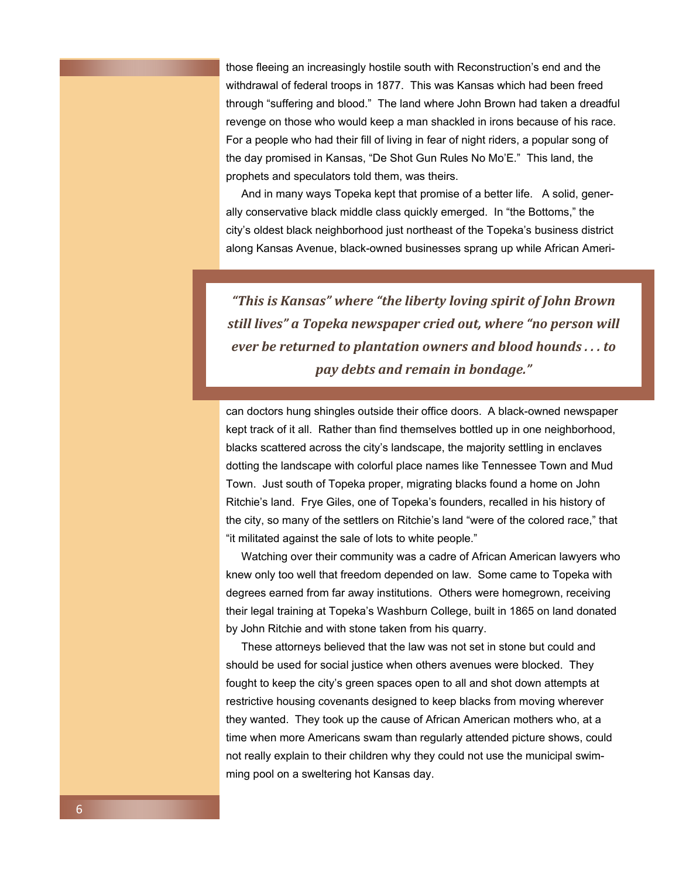those fleeing an increasingly hostile south with Reconstruction's end and the withdrawal of federal troops in 1877. This was Kansas which had been freed through "suffering and blood." The land where John Brown had taken a dreadful revenge on those who would keep a man shackled in irons because of his race. For a people who had their fill of living in fear of night riders, a popular song of the day promised in Kansas, "De Shot Gun Rules No Mo'E." This land, the prophets and speculators told them, was theirs.

And in many ways Topeka kept that promise of a better life. A solid, generally conservative black middle class quickly emerged. In "the Bottoms," the city's oldest black neighborhood just northeast of the Topeka's business district along Kansas Avenue, black-owned businesses sprang up while African American doctors hung shingles outside their office doors. A black-owned newspaper kept track of it all. Rather than find themselves bottled up in one neighborhood, blacks scattered across the city's landscape, the majority settling in enclaves dotting the landscape with colorful place names like Tennessee Town and Mud Town. Just south of Topeka proper, migrating blacks found a home on John Ritchie's land. Frye Giles, one of Topeka's founders, recalled in his history of the city, so many of the settlers on Ritchie's land "were of the colored race," that "it militated against the sale of lots to white people."

> ***"This is Kansas" where "the liberty loving spirit of John Brown still lives" a Topeka newspaper cried out, where "no person will ever be returned to plantation owners and blood hounds . . . to pay debts and remain in bondage."***

Watching over their community was a cadre of African American lawyers who knew only too well that freedom depended on law. Some came to Topeka with degrees earned from far away institutions. Others were homegrown, receiving their legal training at Topeka's Washburn College, built in 1865 on land donated by John Ritchie and with stone taken from his quarry.

These attorneys believed that the law was not set in stone but could and should be used for social justice when others avenues were blocked. They fought to keep the city's green spaces open to all and shot down attempts at restrictive housing covenants designed to keep blacks from moving wherever they wanted. They took up the cause of African American mothers who, at a time when more Americans swam than regularly attended picture shows, could not really explain to their children why they could not use the municipal swimming pool on a sweltering hot Kansas day.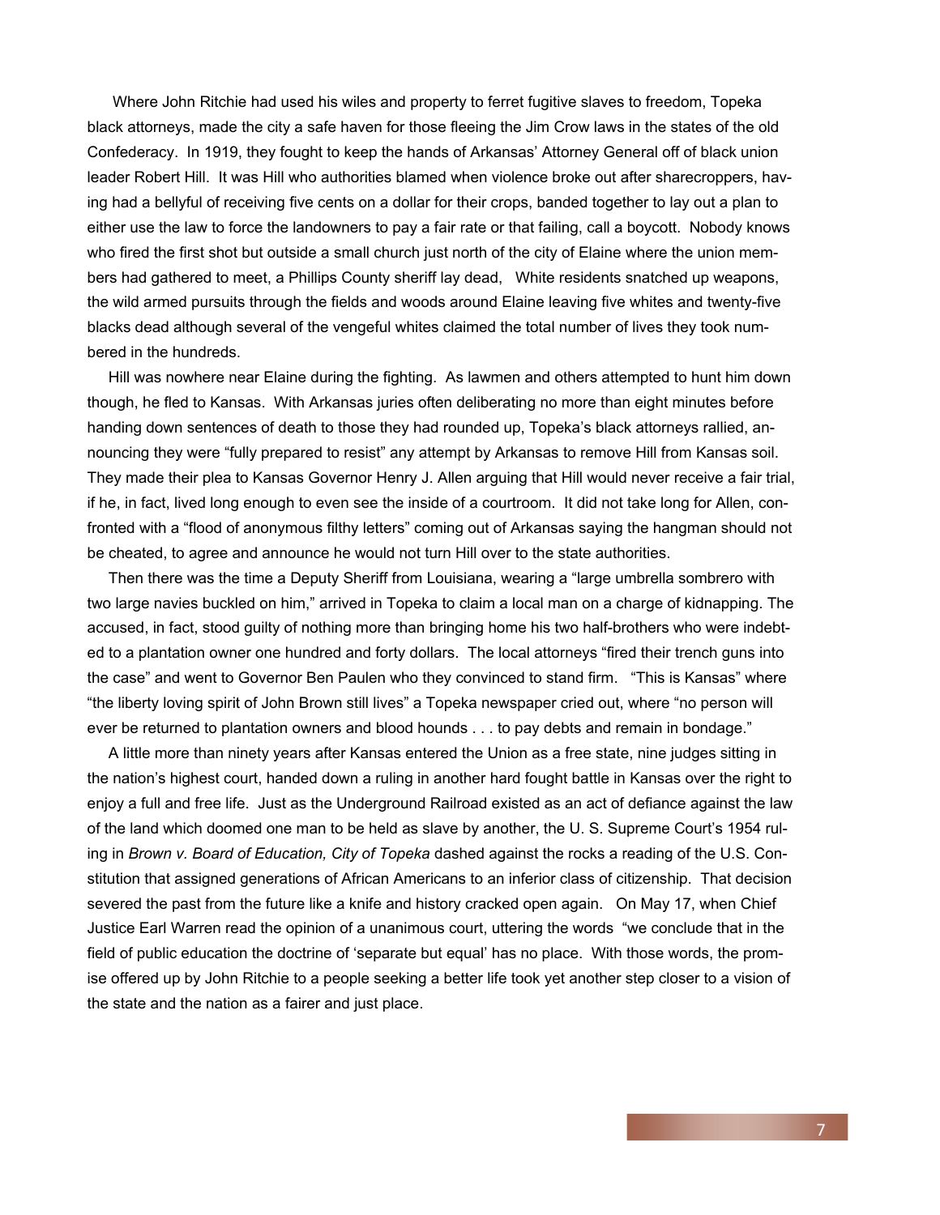Where John Ritchie had used his wiles and property to ferret fugitive slaves to freedom, Topeka black attorneys, made the city a safe haven for those fleeing the Jim Crow laws in the states of the old Confederacy. In 1919, they fought to keep the hands of Arkansas' Attorney General off of black union leader Robert Hill. It was Hill who authorities blamed when violence broke out after sharecroppers, having had a bellyful of receiving five cents on a dollar for their crops, banded together to lay out a plan to either use the law to force the landowners to pay a fair rate or that failing, call a boycott. Nobody knows who fired the first shot but outside a small church just north of the city of Elaine where the union members had gathered to meet, a Phillips County sheriff lay dead, White residents snatched up weapons, the wild armed pursuits through the fields and woods around Elaine leaving five whites and twenty-five blacks dead although several of the vengeful whites claimed the total number of lives they took numbered in the hundreds.

Hill was nowhere near Elaine during the fighting. As lawmen and others attempted to hunt him down though, he fled to Kansas. With Arkansas juries often deliberating no more than eight minutes before handing down sentences of death to those they had rounded up, Topeka's black attorneys rallied, announcing they were "fully prepared to resist" any attempt by Arkansas to remove Hill from Kansas soil. They made their plea to Kansas Governor Henry J. Allen arguing that Hill would never receive a fair trial, if he, in fact, lived long enough to even see the inside of a courtroom. It did not take long for Allen, confronted with a "flood of anonymous filthy letters" coming out of Arkansas saying the hangman should not be cheated, to agree and announce he would not turn Hill over to the state authorities.

Then there was the time a Deputy Sheriff from Louisiana, wearing a "large umbrella sombrero with two large navies buckled on him," arrived in Topeka to claim a local man on a charge of kidnapping. The accused, in fact, stood guilty of nothing more than bringing home his two half-brothers who were indebted to a plantation owner one hundred and forty dollars. The local attorneys "fired their trench guns into the case" and went to Governor Ben Paulen who they convinced to stand firm. "This is Kansas" where "the liberty loving spirit of John Brown still lives" a Topeka newspaper cried out, where "no person will ever be returned to plantation owners and blood hounds . . . to pay debts and remain in bondage."

A little more than ninety years after Kansas entered the Union as a free state, nine judges sitting in the nation's highest court, handed down a ruling in another hard fought battle in Kansas over the right to enjoy a full and free life. Just as the Underground Railroad existed as an act of defiance against the law of the land which doomed one man to be held as slave by another, the U. S. Supreme Court's 1954 ruling in *Brown v. Board of Education, City of Topeka* dashed against the rocks a reading of the U.S. Constitution that assigned generations of African Americans to an inferior class of citizenship. That decision severed the past from the future like a knife and history cracked open again. On May 17, when Chief Justice Earl Warren read the opinion of a unanimous court, uttering the words "we conclude that in the field of public education the doctrine of 'separate but equal' has no place. With those words, the promise offered up by John Ritchie to a people seeking a better life took yet another step closer to a vision of the state and the nation as a fairer and just place.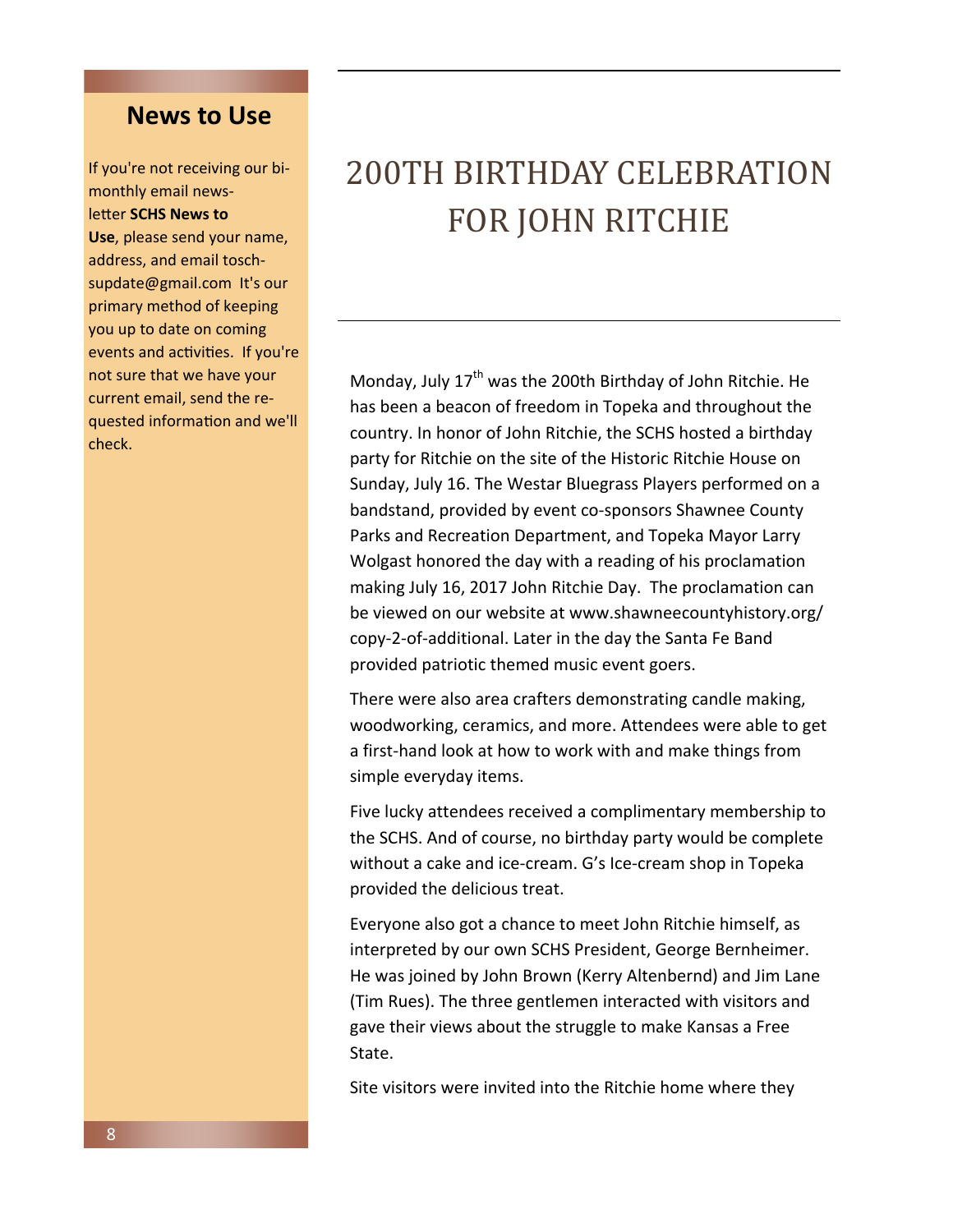## News to Use

If you're not receiving our bi-monthly email newsletter **SCHS News to Use**, please send your name, address, and email tosch-supdate@gmail.com It's our primary method of keeping you up to date on coming events and activities. If you're not sure that we have your current email, send the requested information and we'll check.

# 200TH BIRTHDAY CELEBRATION FOR JOHN RITCHIE

Monday, July 17th was the 200th Birthday of John Ritchie. He has been a beacon of freedom in Topeka and throughout the country. In honor of John Ritchie, the SCHS hosted a birthday party for Ritchie on the site of the Historic Ritchie House on Sunday, July 16. The Westar Bluegrass Players performed on a bandstand, provided by event co-sponsors Shawnee County Parks and Recreation Department, and Topeka Mayor Larry Wolgast honored the day with a reading of his proclamation making July 16, 2017 John Ritchie Day. The proclamation can be viewed on our website at www.shawneecountyhistory.org/copy-2-of-additional. Later in the day the Santa Fe Band provided patriotic themed music event goers.

There were also area crafters demonstrating candle making, woodworking, ceramics, and more. Attendees were able to get a first-hand look at how to work with and make things from simple everyday items.

Five lucky attendees received a complimentary membership to the SCHS. And of course, no birthday party would be complete without a cake and ice-cream. G's Ice-cream shop in Topeka provided the delicious treat.

Everyone also got a chance to meet John Ritchie himself, as interpreted by our own SCHS President, George Bernheimer. He was joined by John Brown (Kerry Altenbernd) and Jim Lane (Tim Rues). The three gentlemen interacted with visitors and gave their views about the struggle to make Kansas a Free State.

Site visitors were invited into the Ritchie home where they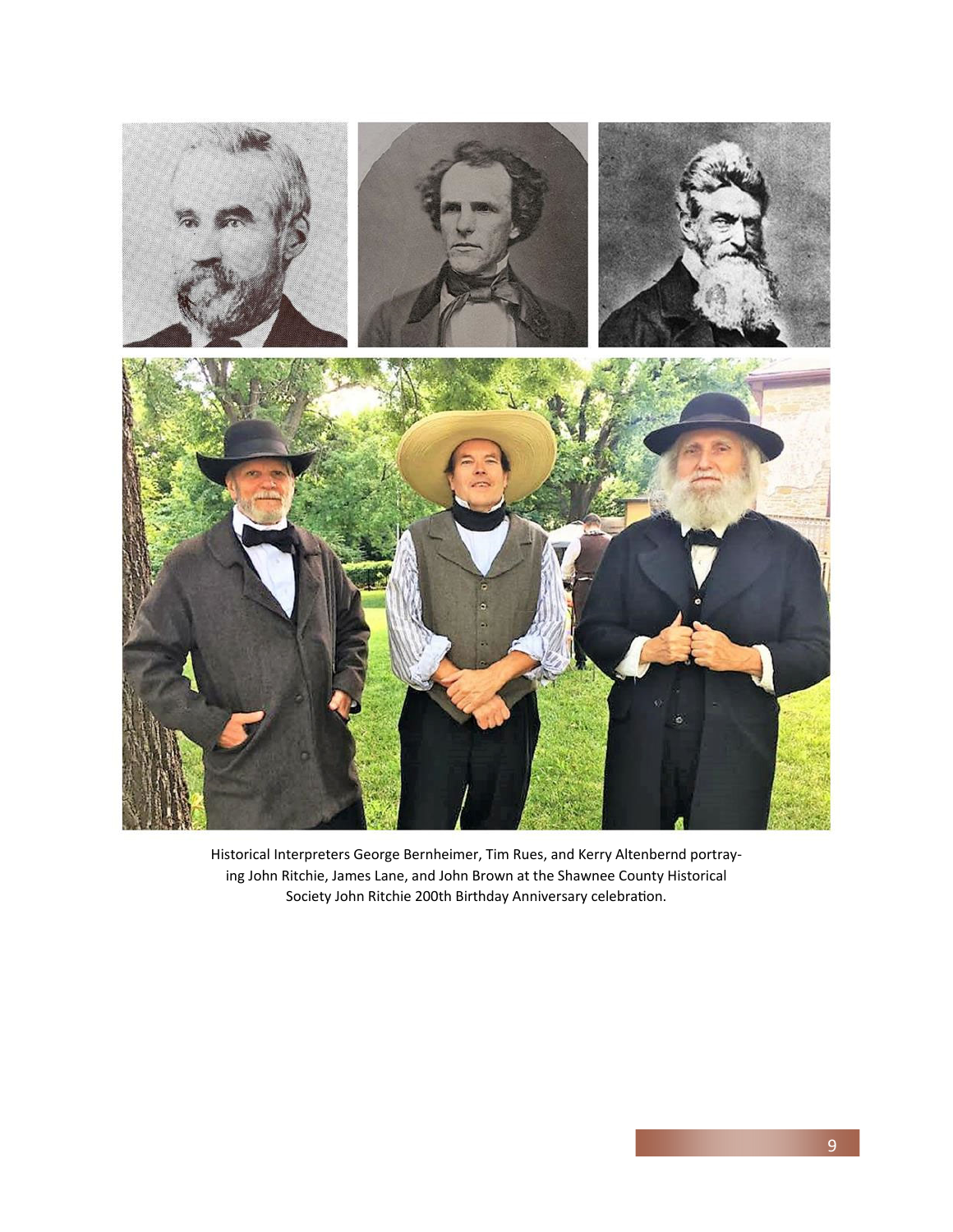Historical Interpreters George Bernheimer, Tim Rues, and Kerry Altenbernd portraying John Ritchie, James Lane, and John Brown at the Shawnee County Historical Society John Ritchie 200th Birthday Anniversary celebration.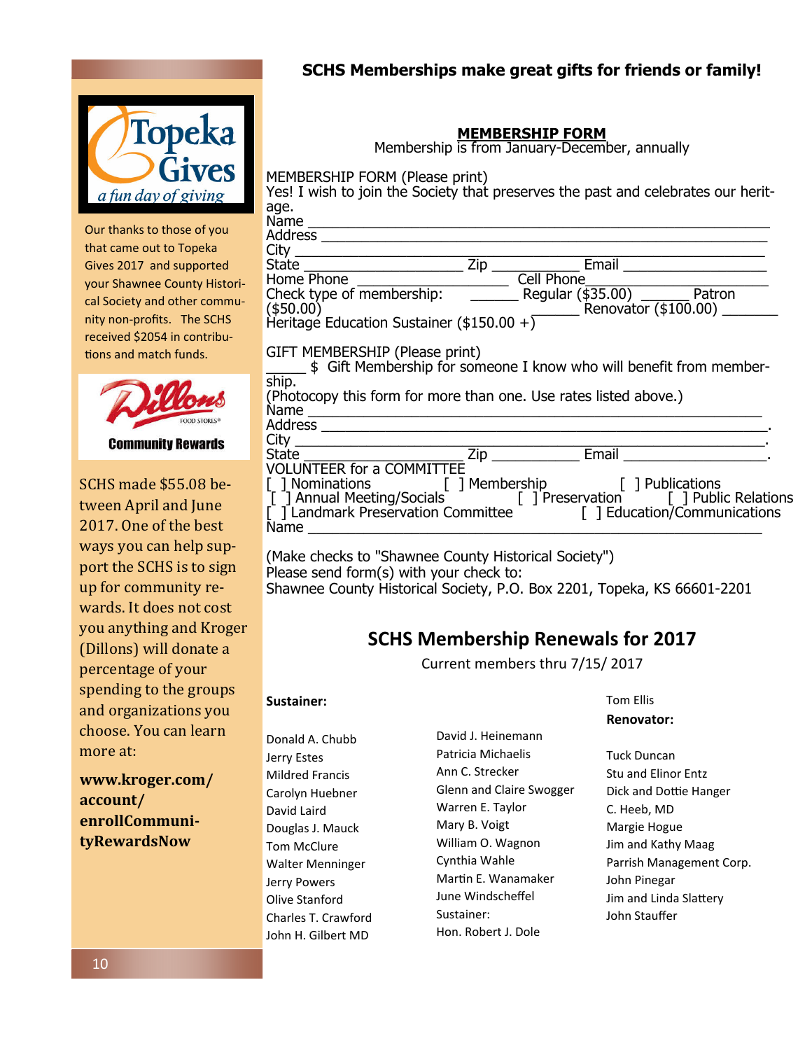Our thanks to those of you that came out to Topeka Gives 2017 and supported your Shawnee County Historical Society and other community non-profits. The SCHS received $2054 in contributions and match funds.

SCHS made $55.08 between April and June 2017. One of the best ways you can help support the SCHS is to sign up for community rewards. It does not cost you anything and Kroger (Dillons) will donate a percentage of your spending to the groups and organizations you choose. You can learn more at:

**www.kroger.com/account/enrollCommunityRewardsNow**

## SCHS Memberships make great gifts for friends or family!

**MEMBERSHIP FORM**

Membership is from January-December, annually

MEMBERSHIP FORM (Please print)

Yes! I wish to join the Society that preserves the past and celebrates our heritage.

Name ____________________________________________________
Address __________________________________________________
City ______________________________________________________
State __________________ Zip ___________ Email _________________
Home Phone __________________ Cell Phone_____________________
Check type of membership: ______ Regular ($35.00) ______ Patron ($50.00) ______ Renovator ($100.00) _______ Heritage Education Sustainer ($150.00 +)

GIFT MEMBERSHIP (Please print)

_____ $ Gift Membership for someone I know who will benefit from membership.
(Photocopy this form for more than one. Use rates listed above.)

Name ____________________________________________________
Address __________________________________________________.
City ______________________________________________________.
State __________________ Zip ___________ Email _________________.

VOLUNTEER for a COMMITTEE

[ ] Nominations [ ] Membership [ ] Publications
[ ] Annual Meeting/Socials [ ] Preservation [ ] Public Relations
[ ] Landmark Preservation Committee [ ] Education/Communications

Name ____________________________________________________

(Make checks to "Shawnee County Historical Society")
Please send form(s) with your check to:
Shawnee County Historical Society, P.O. Box 2201, Topeka, KS 66601-2201

## SCHS Membership Renewals for 2017

Current members thru 7/15/ 2017

**Sustainer:**

Donald A. Chubb
Jerry Estes
Mildred Francis
Carolyn Huebner
David Laird
Douglas J. Mauck
Tom McClure
Walter Menninger
Jerry Powers
Olive Stanford
Charles T. Crawford
John H. Gilbert MD
David J. Heinemann
Patricia Michaelis
Ann C. Strecker
Glenn and Claire Swogger
Warren E. Taylor
Mary B. Voigt
William O. Wagnon
Cynthia Wahle
Martin E. Wanamaker
June Windscheffel
Sustainer:
Hon. Robert J. Dole
Tom Ellis

**Renovator:**

Tuck Duncan
Stu and Elinor Entz
Dick and Dottie Hanger
C. Heeb, MD
Margie Hogue
Jim and Kathy Maag
Parrish Management Corp.
John Pinegar
Jim and Linda Slattery
John Stauffer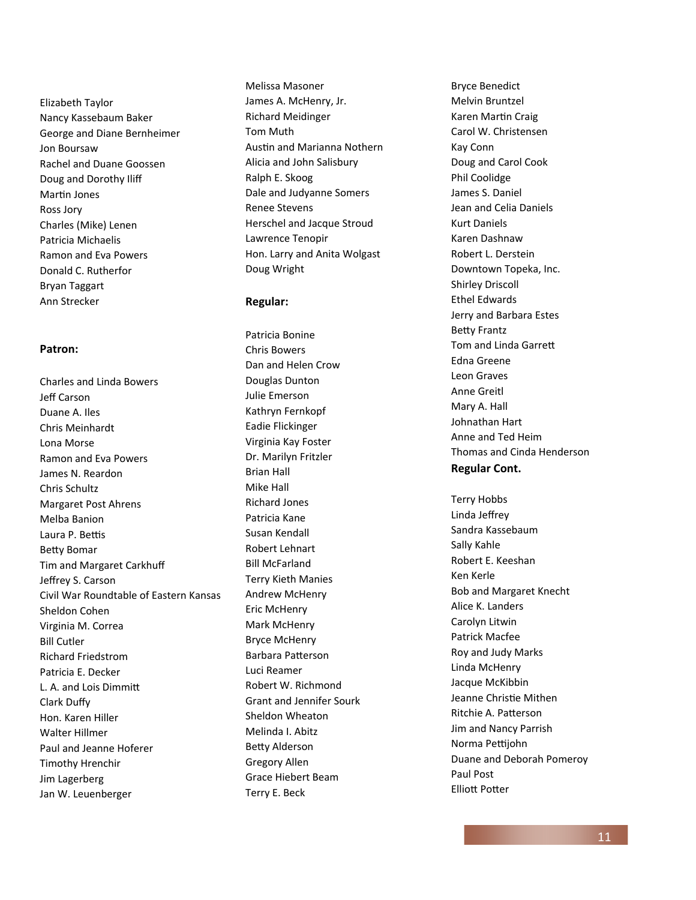Elizabeth Taylor
Nancy Kassebaum Baker
George and Diane Bernheimer
Jon Boursaw
Rachel and Duane Goossen
Doug and Dorothy Iliff
Martin Jones
Ross Jory
Charles (Mike) Lenen
Patricia Michaelis
Ramon and Eva Powers
Donald C. Rutherfor
Bryan Taggart
Ann Strecker

**Patron:**

Charles and Linda Bowers
Jeff Carson
Duane A. Iles
Chris Meinhardt
Lona Morse
Ramon and Eva Powers
James N. Reardon
Chris Schultz
Margaret Post Ahrens
Melba Banion
Laura P. Bettis
Betty Bomar
Tim and Margaret Carkhuff
Jeffrey S. Carson
Civil War Roundtable of Eastern Kansas
Sheldon Cohen
Virginia M. Correa
Bill Cutler
Richard Friedstrom
Patricia E. Decker
L. A. and Lois Dimmitt
Clark Duffy
Hon. Karen Hiller
Walter Hillmer
Paul and Jeanne Hoferer
Timothy Hrenchir
Jim Lagerberg
Jan W. Leuenberger
Melissa Masoner
James A. McHenry, Jr.
Richard Meidinger
Tom Muth
Austin and Marianna Nothern
Alicia and John Salisbury
Ralph E. Skoog
Dale and Judyanne Somers
Renee Stevens
Herschel and Jacque Stroud
Lawrence Tenopir
Hon. Larry and Anita Wolgast
Doug Wright

**Regular:**

Patricia Bonine
Chris Bowers
Dan and Helen Crow
Douglas Dunton
Julie Emerson
Kathryn Fernkopf
Eadie Flickinger
Virginia Kay Foster
Dr. Marilyn Fritzler
Brian Hall
Mike Hall
Richard Jones
Patricia Kane
Susan Kendall
Robert Lehnart
Bill McFarland
Terry Kieth Manies
Andrew McHenry
Eric McHenry
Mark McHenry
Bryce McHenry
Barbara Patterson
Luci Reamer
Robert W. Richmond
Grant and Jennifer Sourk
Sheldon Wheaton
Melinda I. Abitz
Betty Alderson
Gregory Allen
Grace Hiebert Beam
Terry E. Beck
Bryce Benedict
Melvin Bruntzel
Karen Martin Craig
Carol W. Christensen
Kay Conn
Doug and Carol Cook
Phil Coolidge
James S. Daniel
Jean and Celia Daniels
Kurt Daniels
Karen Dashnaw
Robert L. Derstein
Downtown Topeka, Inc.
Shirley Driscoll
Ethel Edwards
Jerry and Barbara Estes
Betty Frantz
Tom and Linda Garrett
Edna Greene
Leon Graves
Anne Greitl
Mary A. Hall
Johnathan Hart
Anne and Ted Heim
Thomas and Cinda Henderson

**Regular Cont.**

Terry Hobbs
Linda Jeffrey
Sandra Kassebaum
Sally Kahle
Robert E. Keeshan
Ken Kerle
Bob and Margaret Knecht
Alice K. Landers
Carolyn Litwin
Patrick Macfee
Roy and Judy Marks
Linda McHenry
Jacque McKibbin
Jeanne Christie Mithen
Ritchie A. Patterson
Jim and Nancy Parrish
Norma Pettijohn
Duane and Deborah Pomeroy
Paul Post
Elliott Potter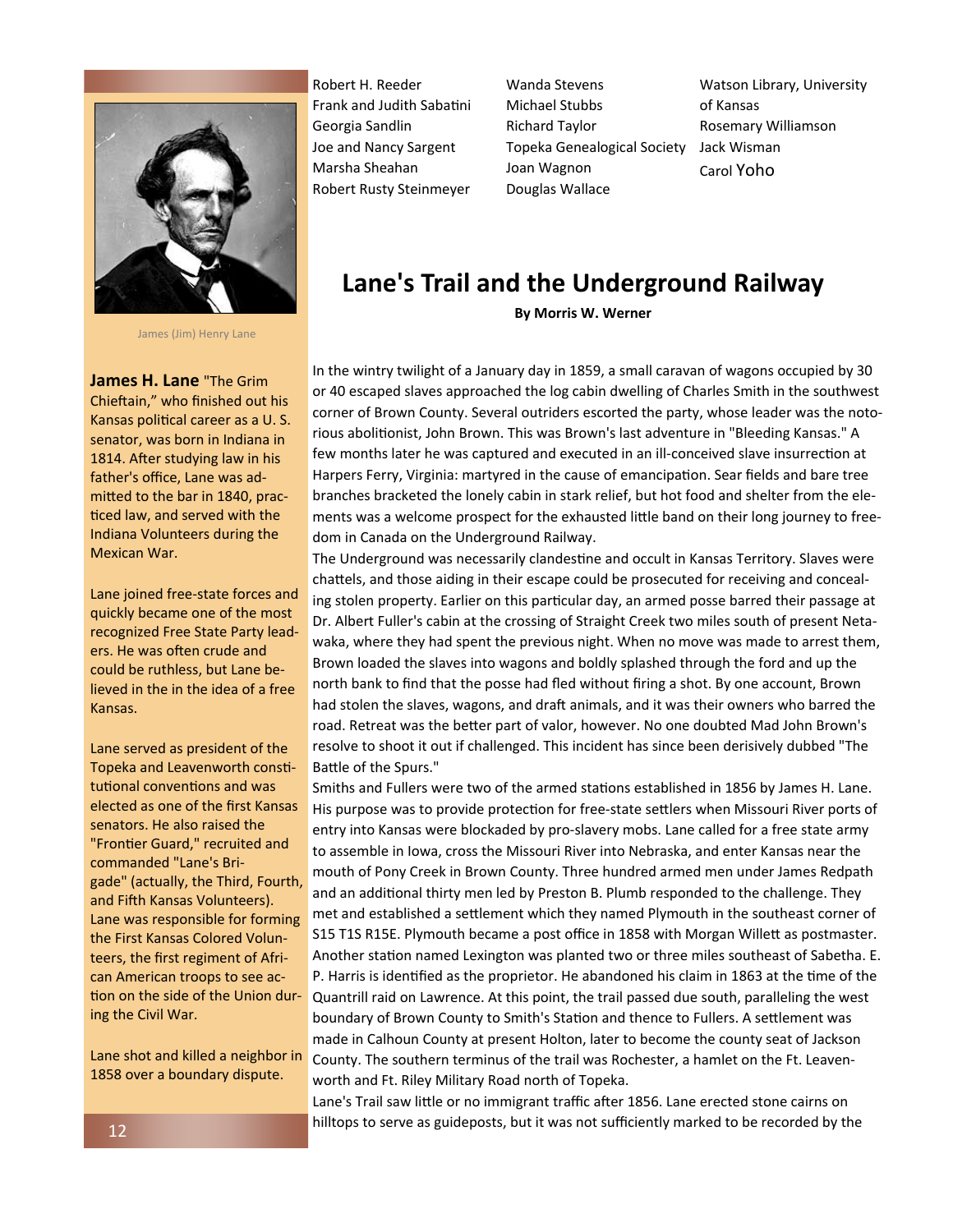Robert H. Reeder
Frank and Judith Sabatini
Georgia Sandlin
Joe and Nancy Sargent
Marsha Sheahan
Robert Rusty Steinmeyer
Wanda Stevens
Michael Stubbs
Richard Taylor
Topeka Genealogical Society
Joan Wagnon
Douglas Wallace
Watson Library, University of Kansas
Rosemary Williamson
Jack Wisman
Carol Yoho

James (Jim) Henry Lane

**James H. Lane** "The Grim Chieftain," who finished out his Kansas political career as a U. S. senator, was born in Indiana in 1814. After studying law in his father's office, Lane was admitted to the bar in 1840, practiced law, and served with the Indiana Volunteers during the Mexican War.

Lane joined free-state forces and quickly became one of the most recognized Free State Party leaders. He was often crude and could be ruthless, but Lane believed in the in the idea of a free Kansas.

Lane served as president of the Topeka and Leavenworth constitutional conventions and was elected as one of the first Kansas senators. He also raised the "Frontier Guard," recruited and commanded "Lane's Brigade" (actually, the Third, Fourth, and Fifth Kansas Volunteers). Lane was responsible for forming the First Kansas Colored Volunteers, the first regiment of African American troops to see action on the side of the Union during the Civil War.

Lane shot and killed a neighbor in 1858 over a boundary dispute.

# Lane's Trail and the Underground Railway

**By Morris W. Werner**

In the wintry twilight of a January day in 1859, a small caravan of wagons occupied by 30 or 40 escaped slaves approached the log cabin dwelling of Charles Smith in the southwest corner of Brown County. Several outriders escorted the party, whose leader was the notorious abolitionist, John Brown. This was Brown's last adventure in "Bleeding Kansas." A few months later he was captured and executed in an ill-conceived slave insurrection at Harpers Ferry, Virginia: martyred in the cause of emancipation. Sear fields and bare tree branches bracketed the lonely cabin in stark relief, but hot food and shelter from the elements was a welcome prospect for the exhausted little band on their long journey to freedom in Canada on the Underground Railway.

The Underground was necessarily clandestine and occult in Kansas Territory. Slaves were chattels, and those aiding in their escape could be prosecuted for receiving and concealing stolen property. Earlier on this particular day, an armed posse barred their passage at Dr. Albert Fuller's cabin at the crossing of Straight Creek two miles south of present Netawaka, where they had spent the previous night. When no move was made to arrest them, Brown loaded the slaves into wagons and boldly splashed through the ford and up the north bank to find that the posse had fled without firing a shot. By one account, Brown had stolen the slaves, wagons, and draft animals, and it was their owners who barred the road. Retreat was the better part of valor, however. No one doubted Mad John Brown's resolve to shoot it out if challenged. This incident has since been derisively dubbed "The Battle of the Spurs."

Smiths and Fullers were two of the armed stations established in 1856 by James H. Lane. His purpose was to provide protection for free-state settlers when Missouri River ports of entry into Kansas were blockaded by pro-slavery mobs. Lane called for a free state army to assemble in Iowa, cross the Missouri River into Nebraska, and enter Kansas near the mouth of Pony Creek in Brown County. Three hundred armed men under James Redpath and an additional thirty men led by Preston B. Plumb responded to the challenge. They met and established a settlement which they named Plymouth in the southeast corner of S15 T1S R15E. Plymouth became a post office in 1858 with Morgan Willett as postmaster. Another station named Lexington was planted two or three miles southeast of Sabetha. E. P. Harris is identified as the proprietor. He abandoned his claim in 1863 at the time of the Quantrill raid on Lawrence. At this point, the trail passed due south, paralleling the west boundary of Brown County to Smith's Station and thence to Fullers. A settlement was made in Calhoun County at present Holton, later to become the county seat of Jackson County. The southern terminus of the trail was Rochester, a hamlet on the Ft. Leavenworth and Ft. Riley Military Road north of Topeka.

Lane's Trail saw little or no immigrant traffic after 1856. Lane erected stone cairns on hilltops to serve as guideposts, but it was not sufficiently marked to be recorded by the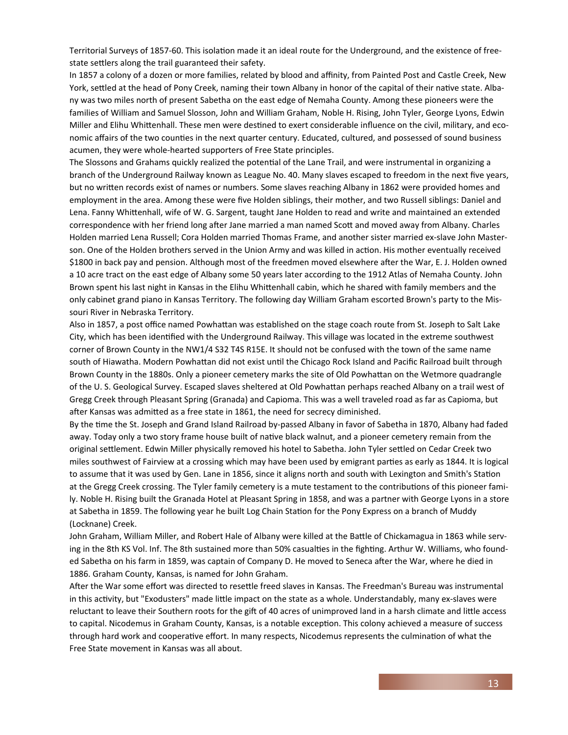Territorial Surveys of 1857-60. This isolation made it an ideal route for the Underground, and the existence of free-state settlers along the trail guaranteed their safety.

In 1857 a colony of a dozen or more families, related by blood and affinity, from Painted Post and Castle Creek, New York, settled at the head of Pony Creek, naming their town Albany in honor of the capital of their native state. Albany was two miles north of present Sabetha on the east edge of Nemaha County. Among these pioneers were the families of William and Samuel Slosson, John and William Graham, Noble H. Rising, John Tyler, George Lyons, Edwin Miller and Elihu Whittenhall. These men were destined to exert considerable influence on the civil, military, and economic affairs of the two counties in the next quarter century. Educated, cultured, and possessed of sound business acumen, they were whole-hearted supporters of Free State principles.

The Slossons and Grahams quickly realized the potential of the Lane Trail, and were instrumental in organizing a branch of the Underground Railway known as League No. 40. Many slaves escaped to freedom in the next five years, but no written records exist of names or numbers. Some slaves reaching Albany in 1862 were provided homes and employment in the area. Among these were five Holden siblings, their mother, and two Russell siblings: Daniel and Lena. Fanny Whittenhall, wife of W. G. Sargent, taught Jane Holden to read and write and maintained an extended correspondence with her friend long after Jane married a man named Scott and moved away from Albany. Charles Holden married Lena Russell; Cora Holden married Thomas Frame, and another sister married ex-slave John Masterson. One of the Holden brothers served in the Union Army and was killed in action. His mother eventually received $1800 in back pay and pension. Although most of the freedmen moved elsewhere after the War, E. J. Holden owned a 10 acre tract on the east edge of Albany some 50 years later according to the 1912 Atlas of Nemaha County. John Brown spent his last night in Kansas in the Elihu Whittenhall cabin, which he shared with family members and the only cabinet grand piano in Kansas Territory. The following day William Graham escorted Brown's party to the Missouri River in Nebraska Territory.

Also in 1857, a post office named Powhattan was established on the stage coach route from St. Joseph to Salt Lake City, which has been identified with the Underground Railway. This village was located in the extreme southwest corner of Brown County in the NW1/4 S32 T4S R15E. It should not be confused with the town of the same name south of Hiawatha. Modern Powhattan did not exist until the Chicago Rock Island and Pacific Railroad built through Brown County in the 1880s. Only a pioneer cemetery marks the site of Old Powhattan on the Wetmore quadrangle of the U. S. Geological Survey. Escaped slaves sheltered at Old Powhattan perhaps reached Albany on a trail west of Gregg Creek through Pleasant Spring (Granada) and Capioma. This was a well traveled road as far as Capioma, but after Kansas was admitted as a free state in 1861, the need for secrecy diminished.

By the time the St. Joseph and Grand Island Railroad by-passed Albany in favor of Sabetha in 1870, Albany had faded away. Today only a two story frame house built of native black walnut, and a pioneer cemetery remain from the original settlement. Edwin Miller physically removed his hotel to Sabetha. John Tyler settled on Cedar Creek two miles southwest of Fairview at a crossing which may have been used by emigrant parties as early as 1844. It is logical to assume that it was used by Gen. Lane in 1856, since it aligns north and south with Lexington and Smith's Station at the Gregg Creek crossing. The Tyler family cemetery is a mute testament to the contributions of this pioneer family. Noble H. Rising built the Granada Hotel at Pleasant Spring in 1858, and was a partner with George Lyons in a store at Sabetha in 1859. The following year he built Log Chain Station for the Pony Express on a branch of Muddy (Locknane) Creek.

John Graham, William Miller, and Robert Hale of Albany were killed at the Battle of Chickamagua in 1863 while serving in the 8th KS Vol. Inf. The 8th sustained more than 50% casualties in the fighting. Arthur W. Williams, who founded Sabetha on his farm in 1859, was captain of Company D. He moved to Seneca after the War, where he died in 1886. Graham County, Kansas, is named for John Graham.

After the War some effort was directed to resettle freed slaves in Kansas. The Freedman's Bureau was instrumental in this activity, but "Exodusters" made little impact on the state as a whole. Understandably, many ex-slaves were reluctant to leave their Southern roots for the gift of 40 acres of unimproved land in a harsh climate and little access to capital. Nicodemus in Graham County, Kansas, is a notable exception. This colony achieved a measure of success through hard work and cooperative effort. In many respects, Nicodemus represents the culmination of what the Free State movement in Kansas was all about.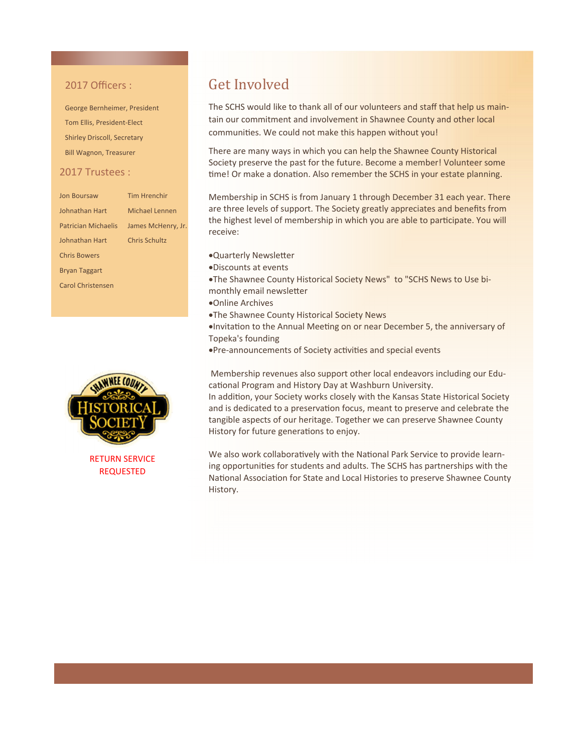## 2017 Officers :

George Bernheimer, President

Tom Ellis, President-Elect

Shirley Driscoll, Secretary

Bill Wagnon, Treasurer

## 2017 Trustees :

Jon Boursaw
Tim Hrenchir
Johnathan Hart
Michael Lennen
Patrician Michaelis
James McHenry, Jr.
Johnathan Hart
Chris Schultz
Chris Bowers
Bryan Taggart
Carol Christensen

RETURN SERVICE REQUESTED

# Get Involved

The SCHS would like to thank all of our volunteers and staff that help us maintain our commitment and involvement in Shawnee County and other local communities. We could not make this happen without you!

There are many ways in which you can help the Shawnee County Historical Society preserve the past for the future. Become a member! Volunteer some time! Or make a donation. Also remember the SCHS in your estate planning.

Membership in SCHS is from January 1 through December 31 each year. There are three levels of support. The Society greatly appreciates and benefits from the highest level of membership in which you are able to participate. You will receive:

- Quarterly Newsletter
- Discounts at events
- The Shawnee County Historical Society News" to "SCHS News to Use bi-monthly email newsletter
- Online Archives
- The Shawnee County Historical Society News
- Invitation to the Annual Meeting on or near December 5, the anniversary of Topeka's founding
- Pre-announcements of Society activities and special events

Membership revenues also support other local endeavors including our Educational Program and History Day at Washburn University.
In addition, your Society works closely with the Kansas State Historical Society and is dedicated to a preservation focus, meant to preserve and celebrate the tangible aspects of our heritage. Together we can preserve Shawnee County History for future generations to enjoy.

We also work collaboratively with the National Park Service to provide learning opportunities for students and adults. The SCHS has partnerships with the National Association for State and Local Histories to preserve Shawnee County History.